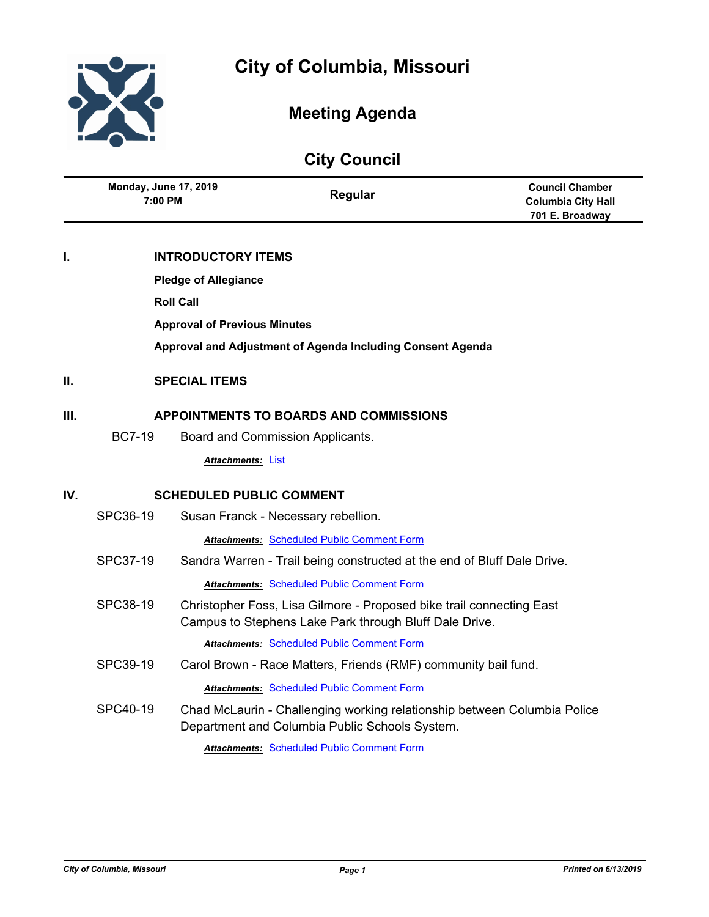# City of Columbia, Missouri

## Meeting Agenda

## City Council

| Monday, June 17, 2019 7:00 PM | Regular | Council Chamber Columbia City Hall 701 E. Broadway |
|---|---|---|

**I. INTRODUCTORY ITEMS**

**Pledge of Allegiance**

**Roll Call**

**Approval of Previous Minutes**

**Approval and Adjustment of Agenda Including Consent Agenda**

**II. SPECIAL ITEMS**

**III. APPOINTMENTS TO BOARDS AND COMMISSIONS**

BC7-19 Board and Commission Applicants.

***Attachments:*** List

**IV. SCHEDULED PUBLIC COMMENT**

SPC36-19 Susan Franck - Necessary rebellion.

***Attachments:*** Scheduled Public Comment Form

SPC37-19 Sandra Warren - Trail being constructed at the end of Bluff Dale Drive.

***Attachments:*** Scheduled Public Comment Form

SPC38-19 Christopher Foss, Lisa Gilmore - Proposed bike trail connecting East Campus to Stephens Lake Park through Bluff Dale Drive.

***Attachments:*** Scheduled Public Comment Form

SPC39-19 Carol Brown - Race Matters, Friends (RMF) community bail fund.

***Attachments:*** Scheduled Public Comment Form

SPC40-19 Chad McLaurin - Challenging working relationship between Columbia Police Department and Columbia Public Schools System.

***Attachments:*** Scheduled Public Comment Form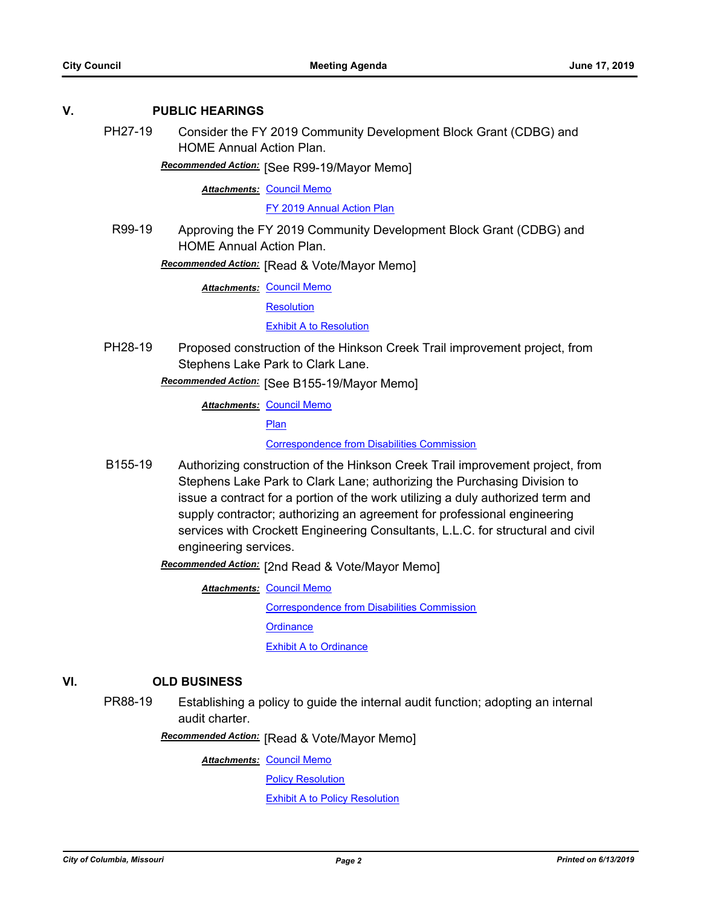## V. PUBLIC HEARINGS

**PH27-19** Consider the FY 2019 Community Development Block Grant (CDBG) and HOME Annual Action Plan.

***Recommended Action:*** [See R99-19/Mayor Memo]

***Attachments:*** Council Memo
FY 2019 Annual Action Plan

**R99-19** Approving the FY 2019 Community Development Block Grant (CDBG) and HOME Annual Action Plan.

***Recommended Action:*** [Read & Vote/Mayor Memo]

***Attachments:*** Council Memo
Resolution
Exhibit A to Resolution

**PH28-19** Proposed construction of the Hinkson Creek Trail improvement project, from Stephens Lake Park to Clark Lane.

***Recommended Action:*** [See B155-19/Mayor Memo]

***Attachments:*** Council Memo
Plan
Correspondence from Disabilities Commission

**B155-19** Authorizing construction of the Hinkson Creek Trail improvement project, from Stephens Lake Park to Clark Lane; authorizing the Purchasing Division to issue a contract for a portion of the work utilizing a duly authorized term and supply contractor; authorizing an agreement for professional engineering services with Crockett Engineering Consultants, L.L.C. for structural and civil engineering services.

***Recommended Action:*** [2nd Read & Vote/Mayor Memo]

***Attachments:*** Council Memo
Correspondence from Disabilities Commission
Ordinance
Exhibit A to Ordinance

## VI. OLD BUSINESS

**PR88-19** Establishing a policy to guide the internal audit function; adopting an internal audit charter.

***Recommended Action:*** [Read & Vote/Mayor Memo]

***Attachments:*** Council Memo
Policy Resolution
Exhibit A to Policy Resolution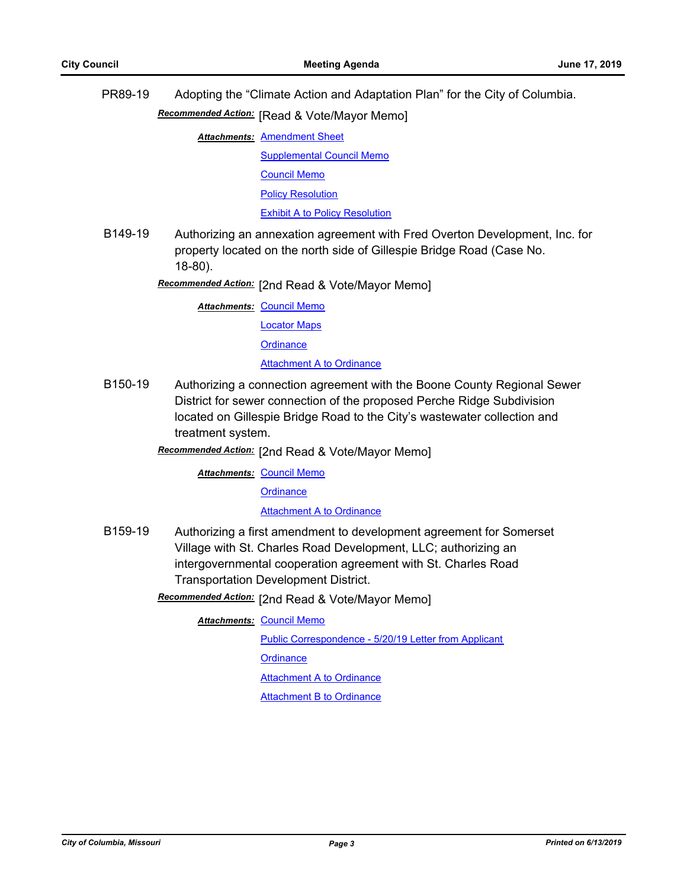PR89-19 Adopting the "Climate Action and Adaptation Plan" for the City of Columbia.

***Recommended Action:*** [Read & Vote/Mayor Memo]

***Attachments:*** Amendment Sheet

Supplemental Council Memo

Council Memo

Policy Resolution

Exhibit A to Policy Resolution

B149-19 Authorizing an annexation agreement with Fred Overton Development, Inc. for property located on the north side of Gillespie Bridge Road (Case No. 18-80).

***Recommended Action:*** [2nd Read & Vote/Mayor Memo]

***Attachments:*** Council Memo

Locator Maps

Ordinance

Attachment A to Ordinance

B150-19 Authorizing a connection agreement with the Boone County Regional Sewer District for sewer connection of the proposed Perche Ridge Subdivision located on Gillespie Bridge Road to the City's wastewater collection and treatment system.

***Recommended Action:*** [2nd Read & Vote/Mayor Memo]

***Attachments:*** Council Memo

Ordinance

Attachment A to Ordinance

B159-19 Authorizing a first amendment to development agreement for Somerset Village with St. Charles Road Development, LLC; authorizing an intergovernmental cooperation agreement with St. Charles Road Transportation Development District.

***Recommended Action:*** [2nd Read & Vote/Mayor Memo]

***Attachments:*** Council Memo

Public Correspondence - 5/20/19 Letter from Applicant

Ordinance

Attachment A to Ordinance

Attachment B to Ordinance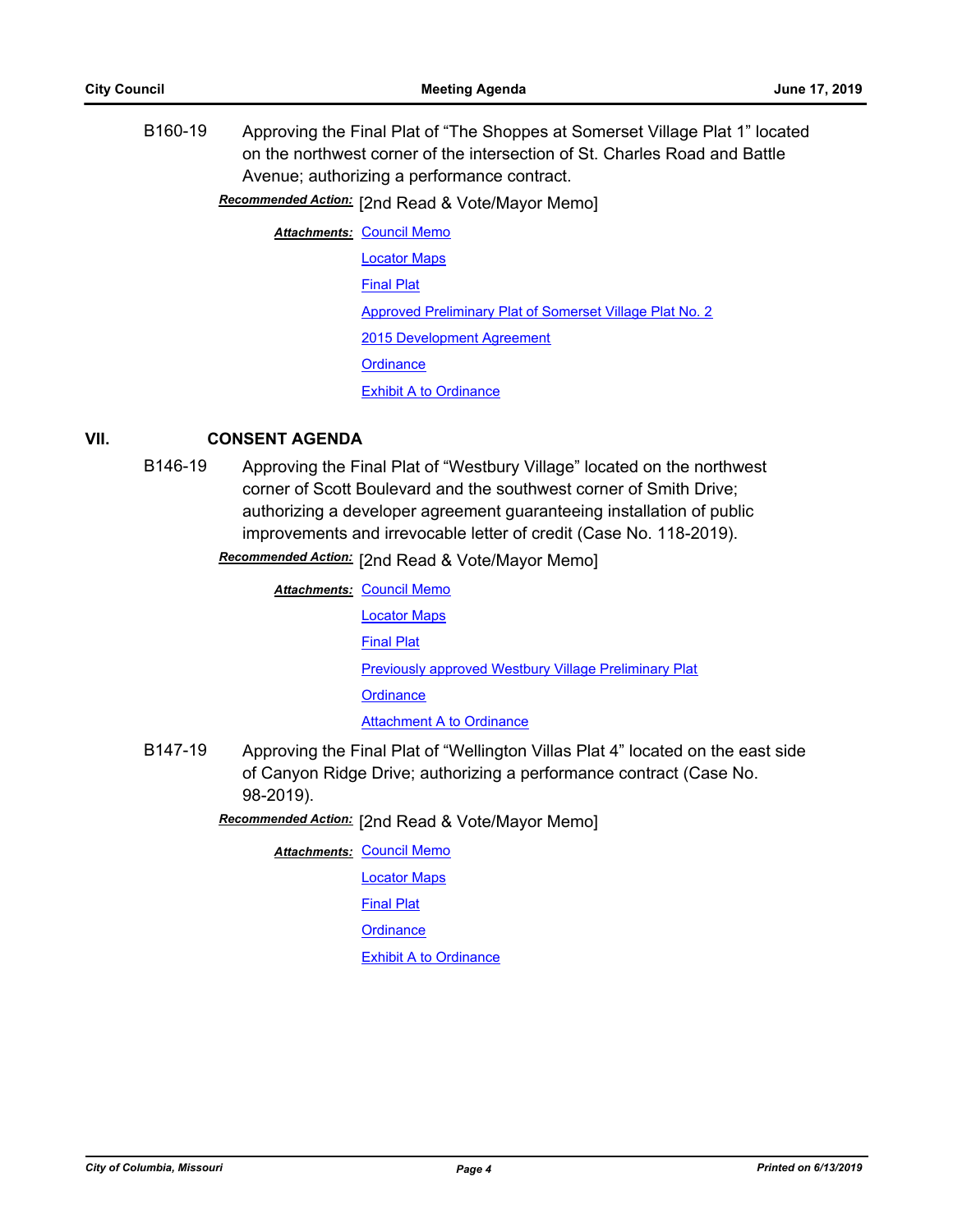B160-19 Approving the Final Plat of "The Shoppes at Somerset Village Plat 1" located on the northwest corner of the intersection of St. Charles Road and Battle Avenue; authorizing a performance contract.

***Recommended Action:*** [2nd Read & Vote/Mayor Memo]

***Attachments:*** Council Memo
Locator Maps
Final Plat
Approved Preliminary Plat of Somerset Village Plat No. 2
2015 Development Agreement
Ordinance
Exhibit A to Ordinance

## VII. CONSENT AGENDA

B146-19 Approving the Final Plat of "Westbury Village" located on the northwest corner of Scott Boulevard and the southwest corner of Smith Drive; authorizing a developer agreement guaranteeing installation of public improvements and irrevocable letter of credit (Case No. 118-2019).

***Recommended Action:*** [2nd Read & Vote/Mayor Memo]

***Attachments:*** Council Memo
Locator Maps
Final Plat
Previously approved Westbury Village Preliminary Plat
Ordinance
Attachment A to Ordinance

B147-19 Approving the Final Plat of "Wellington Villas Plat 4" located on the east side of Canyon Ridge Drive; authorizing a performance contract (Case No. 98-2019).

***Recommended Action:*** [2nd Read & Vote/Mayor Memo]

***Attachments:*** Council Memo
Locator Maps
Final Plat
Ordinance
Exhibit A to Ordinance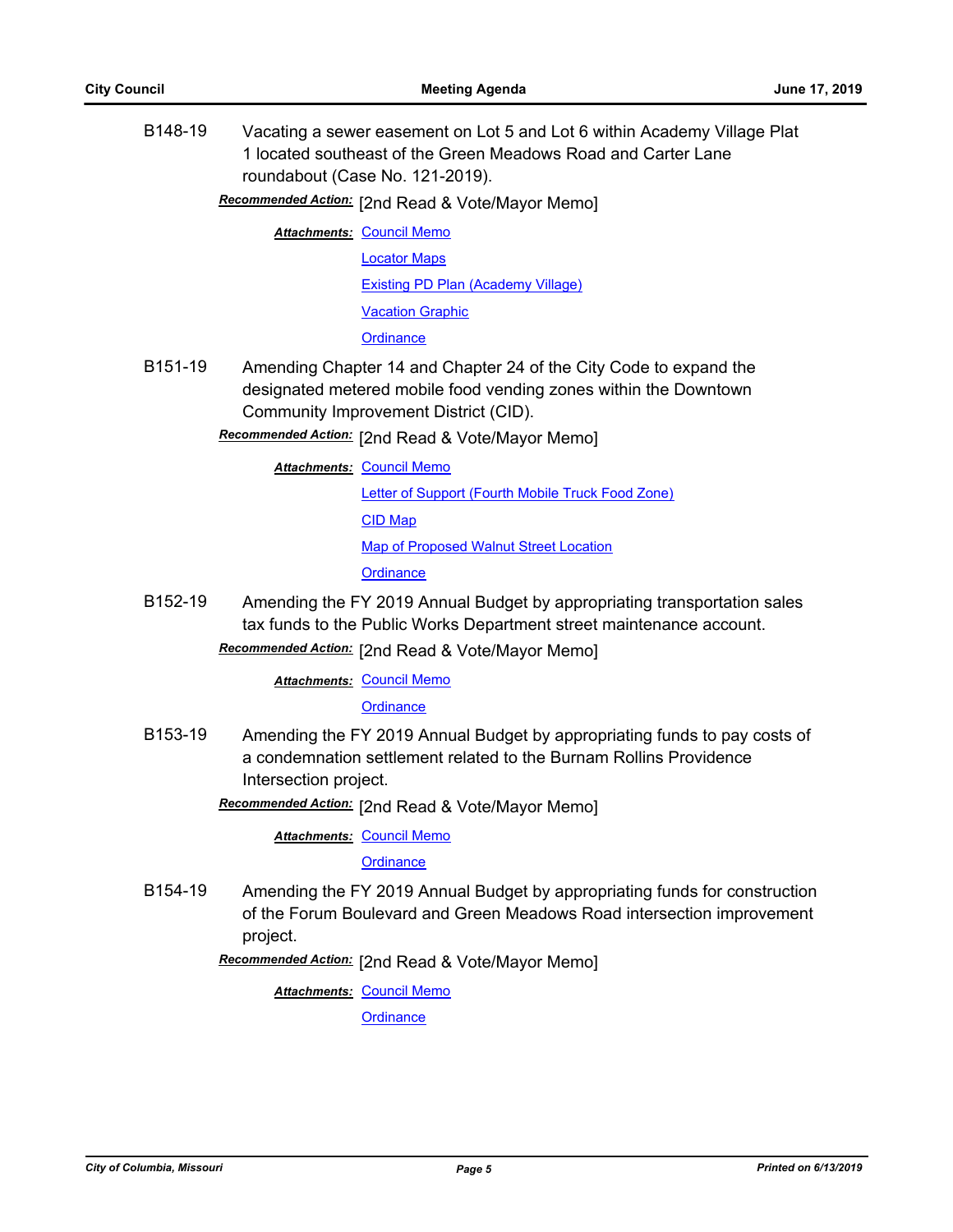**B148-19** Vacating a sewer easement on Lot 5 and Lot 6 within Academy Village Plat 1 located southeast of the Green Meadows Road and Carter Lane roundabout (Case No. 121-2019).

***Recommended Action:*** [2nd Read & Vote/Mayor Memo]

***Attachments:*** Council Memo
Locator Maps
Existing PD Plan (Academy Village)
Vacation Graphic
Ordinance

**B151-19** Amending Chapter 14 and Chapter 24 of the City Code to expand the designated metered mobile food vending zones within the Downtown Community Improvement District (CID).

***Recommended Action:*** [2nd Read & Vote/Mayor Memo]

***Attachments:*** Council Memo
Letter of Support (Fourth Mobile Truck Food Zone)
CID Map
Map of Proposed Walnut Street Location
Ordinance

**B152-19** Amending the FY 2019 Annual Budget by appropriating transportation sales tax funds to the Public Works Department street maintenance account.

***Recommended Action:*** [2nd Read & Vote/Mayor Memo]

***Attachments:*** Council Memo
Ordinance

**B153-19** Amending the FY 2019 Annual Budget by appropriating funds to pay costs of a condemnation settlement related to the Burnam Rollins Providence Intersection project.

***Recommended Action:*** [2nd Read & Vote/Mayor Memo]

***Attachments:*** Council Memo
Ordinance

**B154-19** Amending the FY 2019 Annual Budget by appropriating funds for construction of the Forum Boulevard and Green Meadows Road intersection improvement project.

***Recommended Action:*** [2nd Read & Vote/Mayor Memo]

***Attachments:*** Council Memo
Ordinance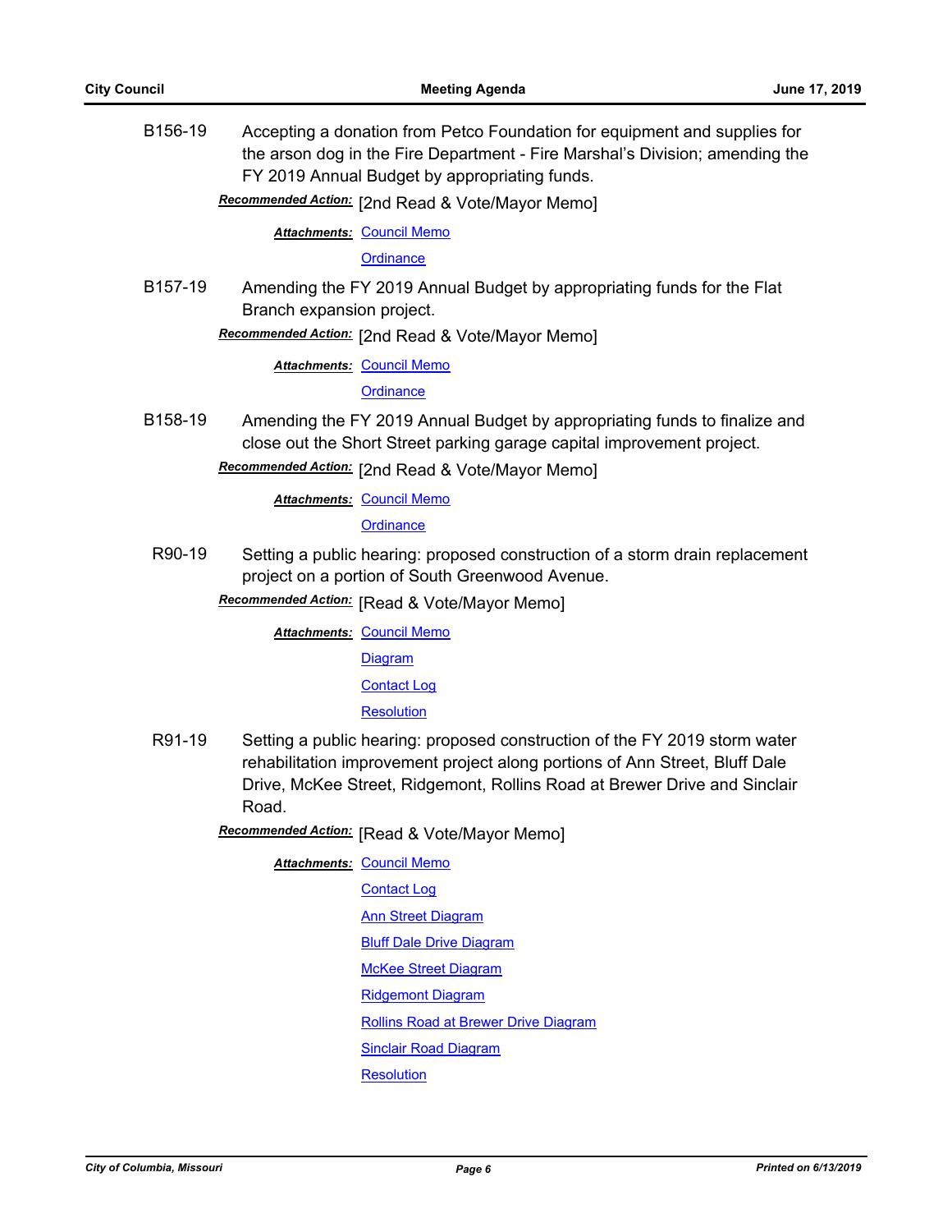**B156-19** Accepting a donation from Petco Foundation for equipment and supplies for the arson dog in the Fire Department - Fire Marshal's Division; amending the FY 2019 Annual Budget by appropriating funds.

***Recommended Action:*** [2nd Read & Vote/Mayor Memo]

***Attachments:*** Council Memo
Ordinance

**B157-19** Amending the FY 2019 Annual Budget by appropriating funds for the Flat Branch expansion project.

***Recommended Action:*** [2nd Read & Vote/Mayor Memo]

***Attachments:*** Council Memo
Ordinance

**B158-19** Amending the FY 2019 Annual Budget by appropriating funds to finalize and close out the Short Street parking garage capital improvement project.

***Recommended Action:*** [2nd Read & Vote/Mayor Memo]

***Attachments:*** Council Memo
Ordinance

**R90-19** Setting a public hearing: proposed construction of a storm drain replacement project on a portion of South Greenwood Avenue.

***Recommended Action:*** [Read & Vote/Mayor Memo]

***Attachments:*** Council Memo
Diagram
Contact Log
Resolution

**R91-19** Setting a public hearing: proposed construction of the FY 2019 storm water rehabilitation improvement project along portions of Ann Street, Bluff Dale Drive, McKee Street, Ridgemont, Rollins Road at Brewer Drive and Sinclair Road.

***Recommended Action:*** [Read & Vote/Mayor Memo]

***Attachments:*** Council Memo
Contact Log
Ann Street Diagram
Bluff Dale Drive Diagram
McKee Street Diagram
Ridgemont Diagram
Rollins Road at Brewer Drive Diagram
Sinclair Road Diagram
Resolution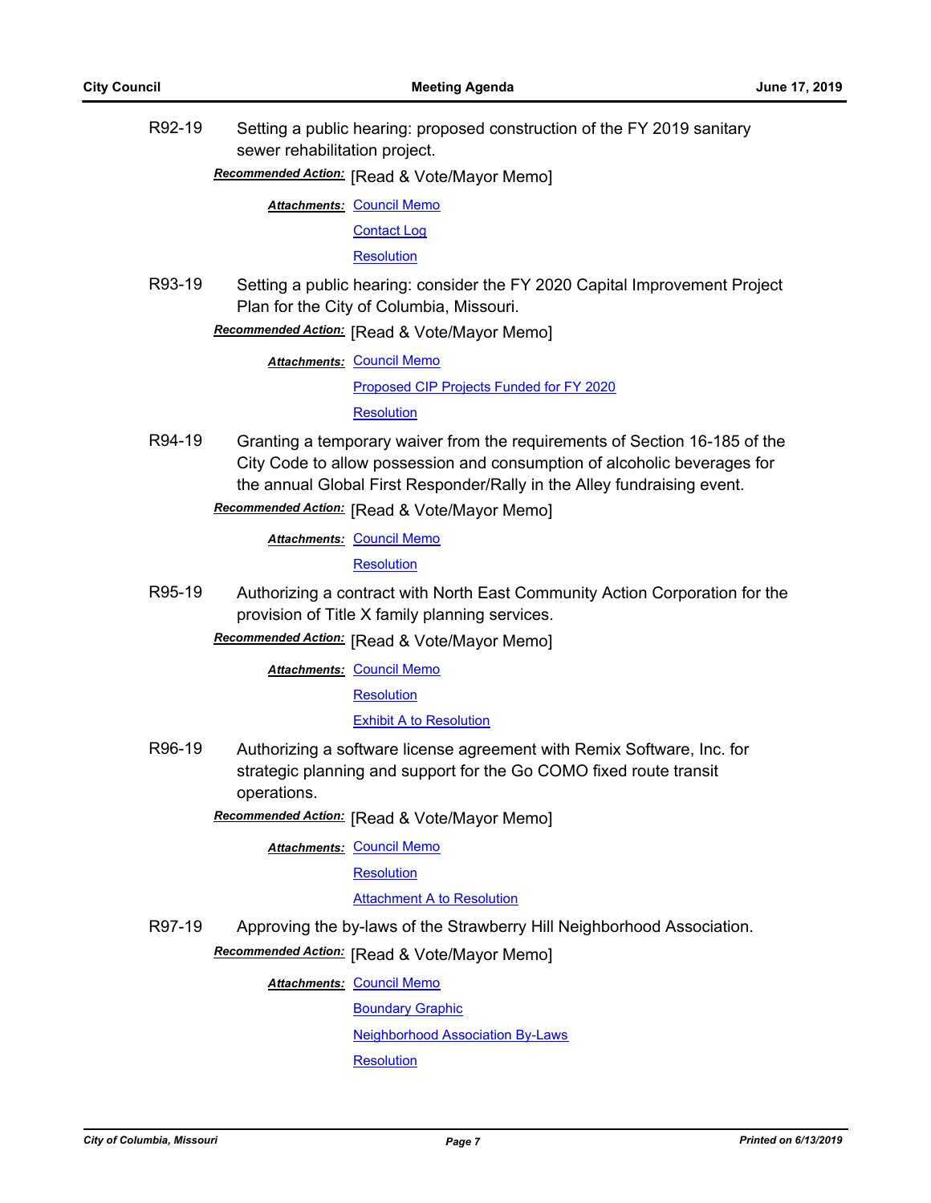R92-19 Setting a public hearing: proposed construction of the FY 2019 sanitary sewer rehabilitation project.

***Recommended Action:*** [Read & Vote/Mayor Memo]

***Attachments:*** Council Memo
Contact Log
Resolution

R93-19 Setting a public hearing: consider the FY 2020 Capital Improvement Project Plan for the City of Columbia, Missouri.

***Recommended Action:*** [Read & Vote/Mayor Memo]

***Attachments:*** Council Memo
Proposed CIP Projects Funded for FY 2020
Resolution

R94-19 Granting a temporary waiver from the requirements of Section 16-185 of the City Code to allow possession and consumption of alcoholic beverages for the annual Global First Responder/Rally in the Alley fundraising event.

***Recommended Action:*** [Read & Vote/Mayor Memo]

***Attachments:*** Council Memo
Resolution

R95-19 Authorizing a contract with North East Community Action Corporation for the provision of Title X family planning services.

***Recommended Action:*** [Read & Vote/Mayor Memo]

***Attachments:*** Council Memo
Resolution
Exhibit A to Resolution

R96-19 Authorizing a software license agreement with Remix Software, Inc. for strategic planning and support for the Go COMO fixed route transit operations.

***Recommended Action:*** [Read & Vote/Mayor Memo]

***Attachments:*** Council Memo
Resolution
Attachment A to Resolution

R97-19 Approving the by-laws of the Strawberry Hill Neighborhood Association.

***Recommended Action:*** [Read & Vote/Mayor Memo]

***Attachments:*** Council Memo
Boundary Graphic
Neighborhood Association By-Laws
Resolution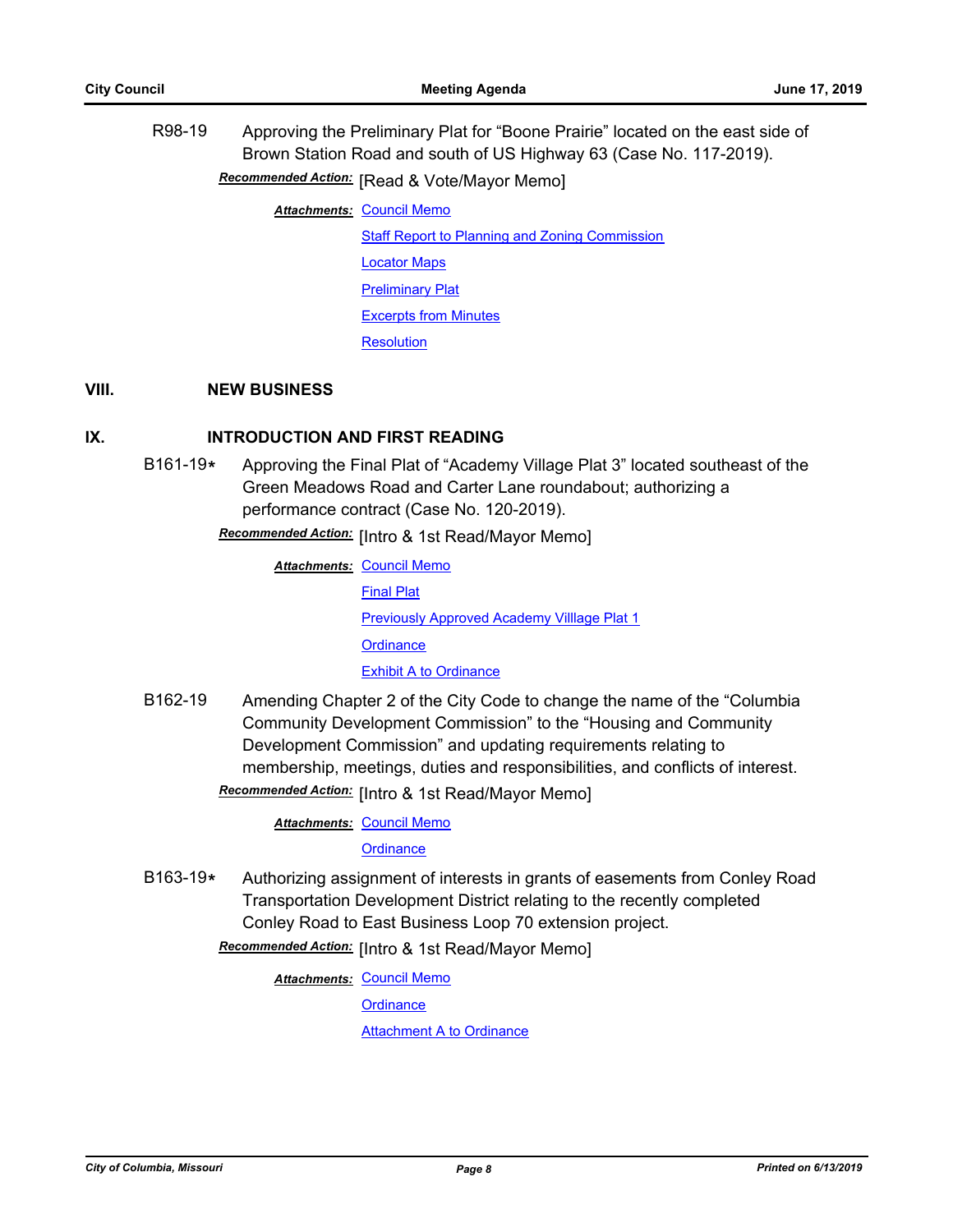R98-19 Approving the Preliminary Plat for "Boone Prairie" located on the east side of Brown Station Road and south of US Highway 63 (Case No. 117-2019).

***Recommended Action:*** [Read & Vote/Mayor Memo]

***Attachments:*** Council Memo
Staff Report to Planning and Zoning Commission
Locator Maps
Preliminary Plat
Excerpts from Minutes
Resolution

## VIII. NEW BUSINESS

## IX. INTRODUCTION AND FIRST READING

B161-19* Approving the Final Plat of "Academy Village Plat 3" located southeast of the Green Meadows Road and Carter Lane roundabout; authorizing a performance contract (Case No. 120-2019).

***Recommended Action:*** [Intro & 1st Read/Mayor Memo]

***Attachments:*** Council Memo
Final Plat
Previously Approved Academy Villlage Plat 1
Ordinance
Exhibit A to Ordinance

B162-19 Amending Chapter 2 of the City Code to change the name of the "Columbia Community Development Commission" to the "Housing and Community Development Commission" and updating requirements relating to membership, meetings, duties and responsibilities, and conflicts of interest.

***Recommended Action:*** [Intro & 1st Read/Mayor Memo]

***Attachments:*** Council Memo
Ordinance

B163-19* Authorizing assignment of interests in grants of easements from Conley Road Transportation Development District relating to the recently completed Conley Road to East Business Loop 70 extension project.

***Recommended Action:*** [Intro & 1st Read/Mayor Memo]

***Attachments:*** Council Memo
Ordinance
Attachment A to Ordinance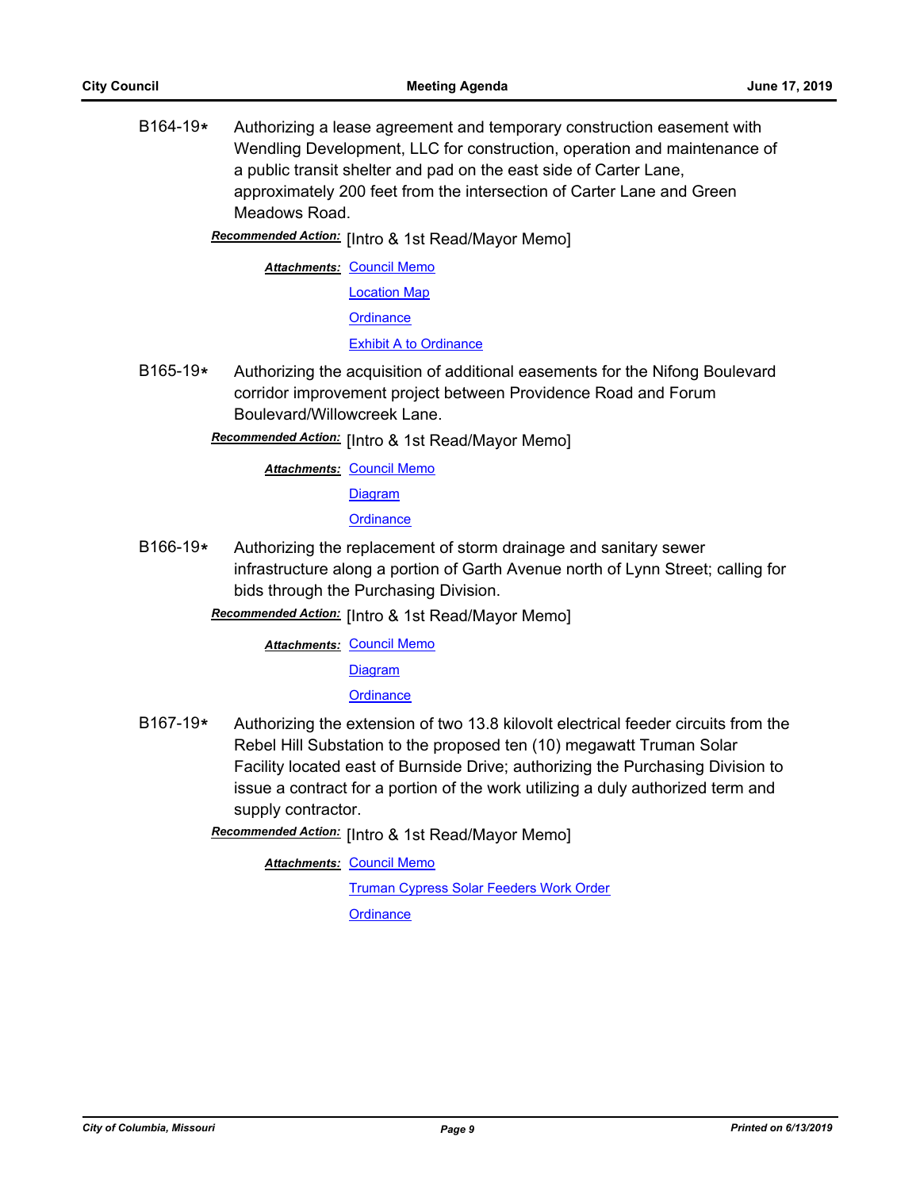B164-19* Authorizing a lease agreement and temporary construction easement with Wendling Development, LLC for construction, operation and maintenance of a public transit shelter and pad on the east side of Carter Lane, approximately 200 feet from the intersection of Carter Lane and Green Meadows Road.

***Recommended Action:*** [Intro & 1st Read/Mayor Memo]

***Attachments:*** Council Memo
Location Map
Ordinance
Exhibit A to Ordinance

B165-19* Authorizing the acquisition of additional easements for the Nifong Boulevard corridor improvement project between Providence Road and Forum Boulevard/Willowcreek Lane.

***Recommended Action:*** [Intro & 1st Read/Mayor Memo]

***Attachments:*** Council Memo
Diagram
Ordinance

B166-19* Authorizing the replacement of storm drainage and sanitary sewer infrastructure along a portion of Garth Avenue north of Lynn Street; calling for bids through the Purchasing Division.

***Recommended Action:*** [Intro & 1st Read/Mayor Memo]

***Attachments:*** Council Memo
Diagram
Ordinance

B167-19* Authorizing the extension of two 13.8 kilovolt electrical feeder circuits from the Rebel Hill Substation to the proposed ten (10) megawatt Truman Solar Facility located east of Burnside Drive; authorizing the Purchasing Division to issue a contract for a portion of the work utilizing a duly authorized term and supply contractor.

***Recommended Action:*** [Intro & 1st Read/Mayor Memo]

***Attachments:*** Council Memo
Truman Cypress Solar Feeders Work Order
Ordinance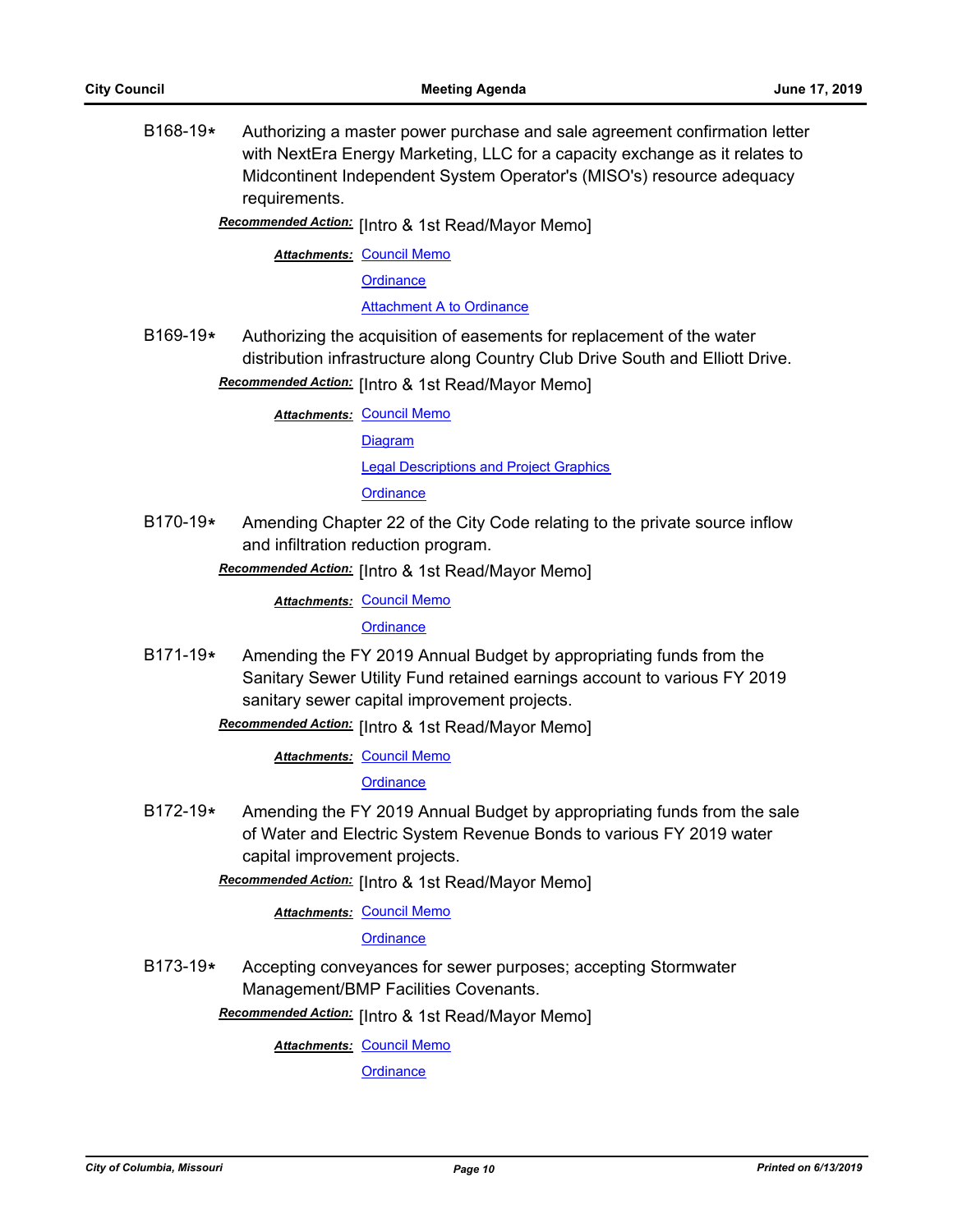B168-19* Authorizing a master power purchase and sale agreement confirmation letter with NextEra Energy Marketing, LLC for a capacity exchange as it relates to Midcontinent Independent System Operator's (MISO's) resource adequacy requirements.

***Recommended Action:*** [Intro & 1st Read/Mayor Memo]

***Attachments:*** Council Memo
Ordinance
Attachment A to Ordinance

B169-19* Authorizing the acquisition of easements for replacement of the water distribution infrastructure along Country Club Drive South and Elliott Drive.

***Recommended Action:*** [Intro & 1st Read/Mayor Memo]

***Attachments:*** Council Memo
Diagram
Legal Descriptions and Project Graphics
Ordinance

B170-19* Amending Chapter 22 of the City Code relating to the private source inflow and infiltration reduction program.

***Recommended Action:*** [Intro & 1st Read/Mayor Memo]

***Attachments:*** Council Memo
Ordinance

B171-19* Amending the FY 2019 Annual Budget by appropriating funds from the Sanitary Sewer Utility Fund retained earnings account to various FY 2019 sanitary sewer capital improvement projects.

***Recommended Action:*** [Intro & 1st Read/Mayor Memo]

***Attachments:*** Council Memo
Ordinance

B172-19* Amending the FY 2019 Annual Budget by appropriating funds from the sale of Water and Electric System Revenue Bonds to various FY 2019 water capital improvement projects.

***Recommended Action:*** [Intro & 1st Read/Mayor Memo]

***Attachments:*** Council Memo
Ordinance

B173-19* Accepting conveyances for sewer purposes; accepting Stormwater Management/BMP Facilities Covenants.

***Recommended Action:*** [Intro & 1st Read/Mayor Memo]

***Attachments:*** Council Memo
Ordinance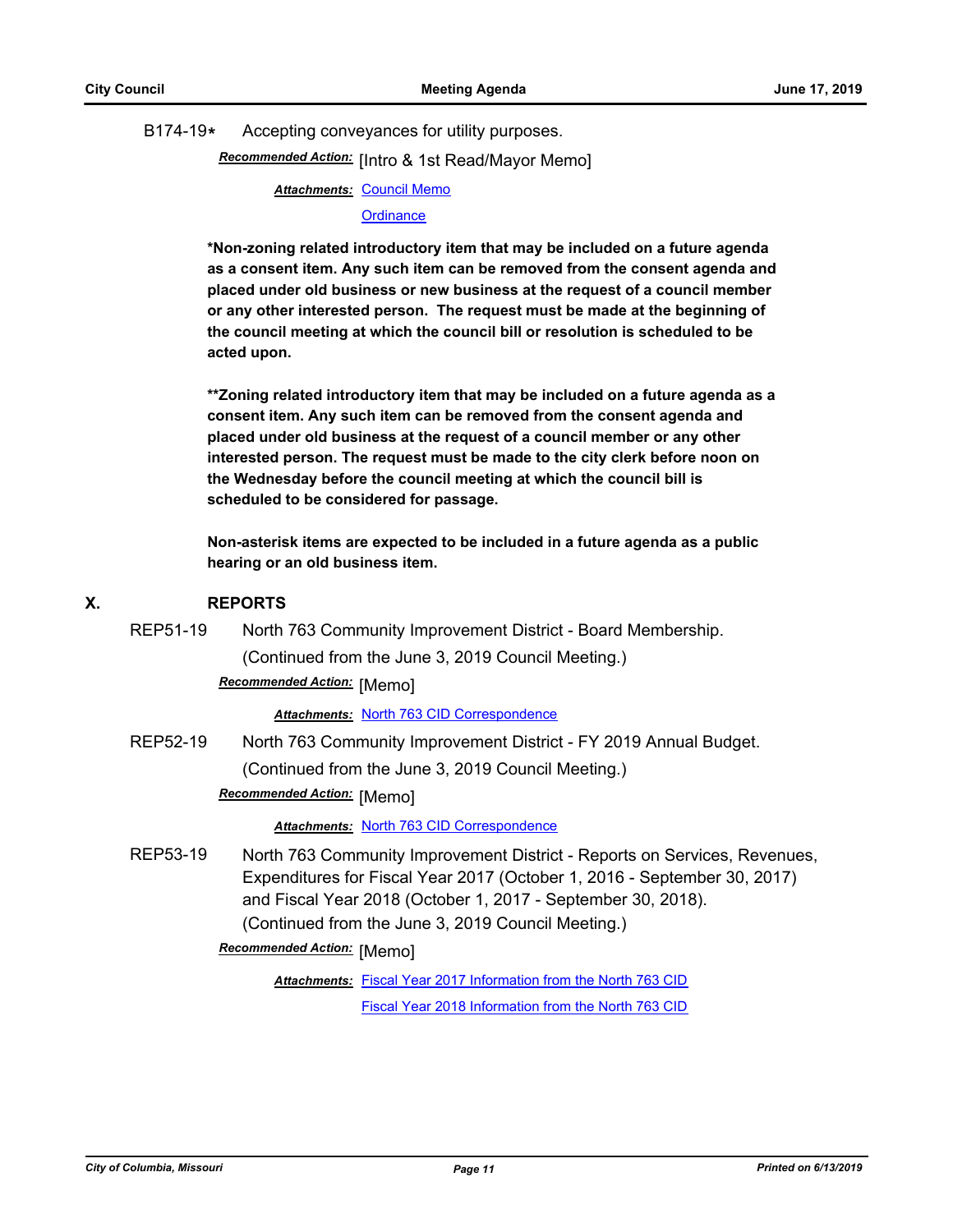B174-19* Accepting conveyances for utility purposes.

***Recommended Action:*** [Intro & 1st Read/Mayor Memo]

***Attachments:*** Council Memo
Ordinance

**\*Non-zoning related introductory item that may be included on a future agenda as a consent item. Any such item can be removed from the consent agenda and placed under old business or new business at the request of a council member or any other interested person. The request must be made at the beginning of the council meeting at which the council bill or resolution is scheduled to be acted upon.**

**\*\*Zoning related introductory item that may be included on a future agenda as a consent item. Any such item can be removed from the consent agenda and placed under old business at the request of a council member or any other interested person. The request must be made to the city clerk before noon on the Wednesday before the council meeting at which the council bill is scheduled to be considered for passage.**

**Non-asterisk items are expected to be included in a future agenda as a public hearing or an old business item.**

## X. REPORTS

REP51-19 North 763 Community Improvement District - Board Membership.
(Continued from the June 3, 2019 Council Meeting.)

***Recommended Action:*** [Memo]

***Attachments:*** North 763 CID Correspondence

REP52-19 North 763 Community Improvement District - FY 2019 Annual Budget.
(Continued from the June 3, 2019 Council Meeting.)

***Recommended Action:*** [Memo]

***Attachments:*** North 763 CID Correspondence

REP53-19 North 763 Community Improvement District - Reports on Services, Revenues, Expenditures for Fiscal Year 2017 (October 1, 2016 - September 30, 2017) and Fiscal Year 2018 (October 1, 2017 - September 30, 2018).
(Continued from the June 3, 2019 Council Meeting.)

***Recommended Action:*** [Memo]

***Attachments:*** Fiscal Year 2017 Information from the North 763 CID
Fiscal Year 2018 Information from the North 763 CID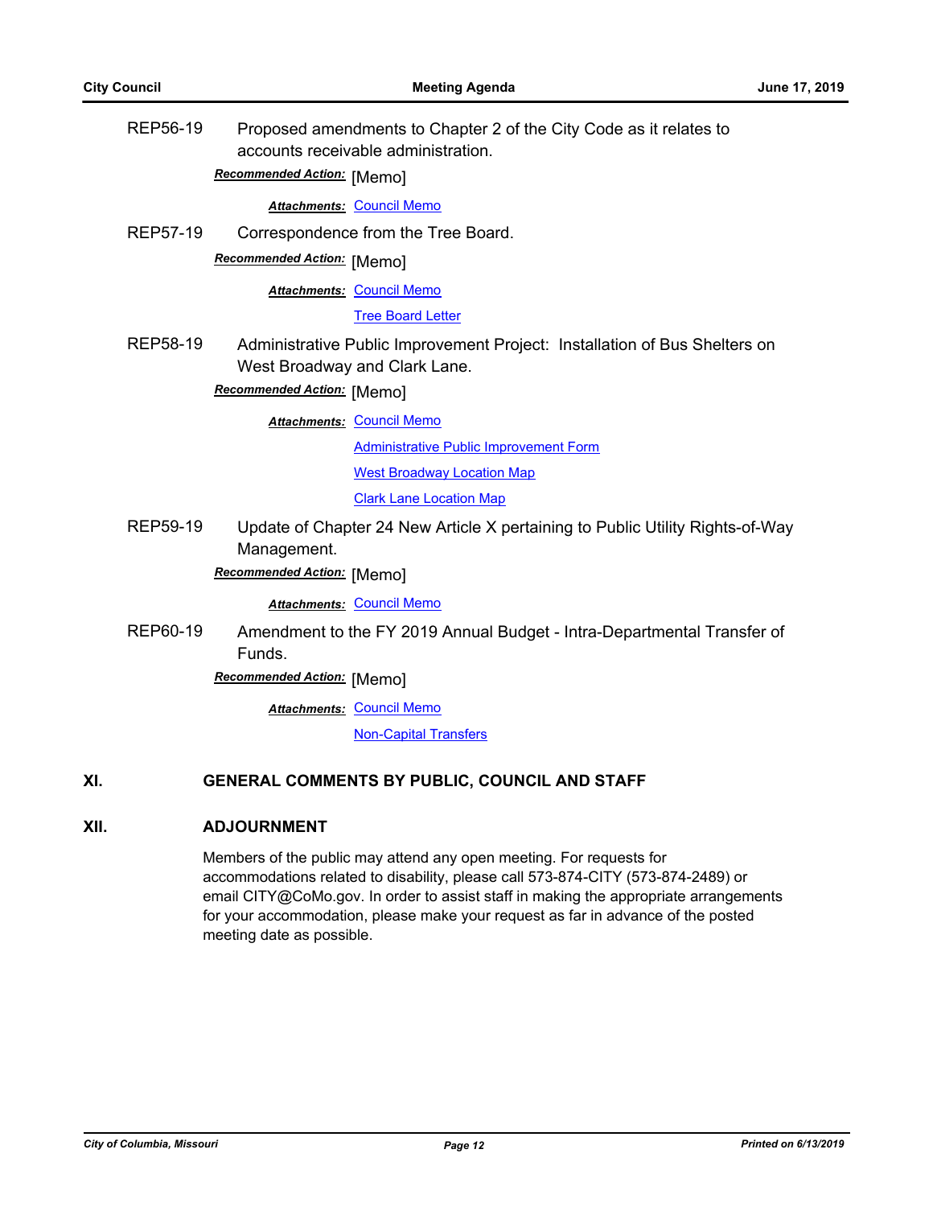REP56-19 Proposed amendments to Chapter 2 of the City Code as it relates to accounts receivable administration.

***Recommended Action:*** [Memo]

***Attachments:*** Council Memo

REP57-19 Correspondence from the Tree Board.

***Recommended Action:*** [Memo]

***Attachments:*** Council Memo

Tree Board Letter

REP58-19 Administrative Public Improvement Project: Installation of Bus Shelters on West Broadway and Clark Lane.

***Recommended Action:*** [Memo]

***Attachments:*** Council Memo

Administrative Public Improvement Form

West Broadway Location Map

Clark Lane Location Map

REP59-19 Update of Chapter 24 New Article X pertaining to Public Utility Rights-of-Way Management.

***Recommended Action:*** [Memo]

***Attachments:*** Council Memo

REP60-19 Amendment to the FY 2019 Annual Budget - Intra-Departmental Transfer of Funds.

***Recommended Action:*** [Memo]

***Attachments:*** Council Memo

Non-Capital Transfers

## XI. GENERAL COMMENTS BY PUBLIC, COUNCIL AND STAFF

## XII. ADJOURNMENT

Members of the public may attend any open meeting. For requests for accommodations related to disability, please call 573-874-CITY (573-874-2489) or email CITY@CoMo.gov. In order to assist staff in making the appropriate arrangements for your accommodation, please make your request as far in advance of the posted meeting date as possible.